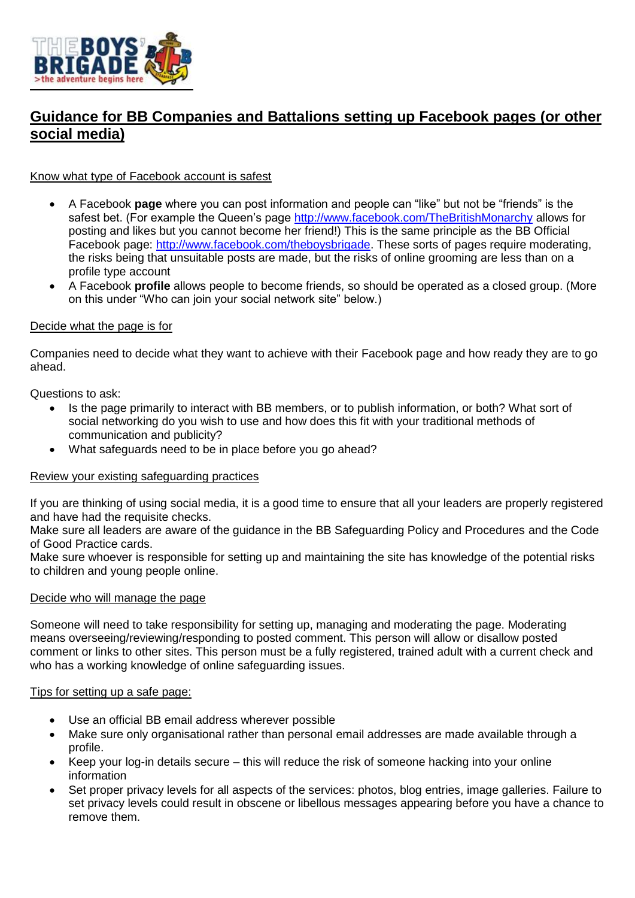# Guidance for BB Companies and Battalions setting up Facebook pages (or other social media)

Know what type of Facebook account is safest

- A Facebook **page** where you can post information and people can "like" but not be "friends" is the safest bet. (For example the Queen's page http://www.facebook.com/TheBritishMonarchy allows for posting and likes but you cannot become her friend!) This is the same principle as the BB Official Facebook page: http://www.facebook.com/theboysbrigade. These sorts of pages require moderating, the risks being that unsuitable posts are made, but the risks of online grooming are less than on a profile type account
- A Facebook **profile** allows people to become friends, so should be operated as a closed group. (More on this under "Who can join your social network site" below.)

Decide what the page is for

Companies need to decide what they want to achieve with their Facebook page and how ready they are to go ahead.

Questions to ask:

- Is the page primarily to interact with BB members, or to publish information, or both? What sort of social networking do you wish to use and how does this fit with your traditional methods of communication and publicity?
- What safeguards need to be in place before you go ahead?

Review your existing safeguarding practices

If you are thinking of using social media, it is a good time to ensure that all your leaders are properly registered and have had the requisite checks.
Make sure all leaders are aware of the guidance in the BB Safeguarding Policy and Procedures and the Code of Good Practice cards.
Make sure whoever is responsible for setting up and maintaining the site has knowledge of the potential risks to children and young people online.

Decide who will manage the page

Someone will need to take responsibility for setting up, managing and moderating the page. Moderating means overseeing/reviewing/responding to posted comment. This person will allow or disallow posted comment or links to other sites. This person must be a fully registered, trained adult with a current check and who has a working knowledge of online safeguarding issues.

Tips for setting up a safe page:

- Use an official BB email address wherever possible
- Make sure only organisational rather than personal email addresses are made available through a profile.
- Keep your log-in details secure – this will reduce the risk of someone hacking into your online information
- Set proper privacy levels for all aspects of the services: photos, blog entries, image galleries. Failure to set privacy levels could result in obscene or libellous messages appearing before you have a chance to remove them.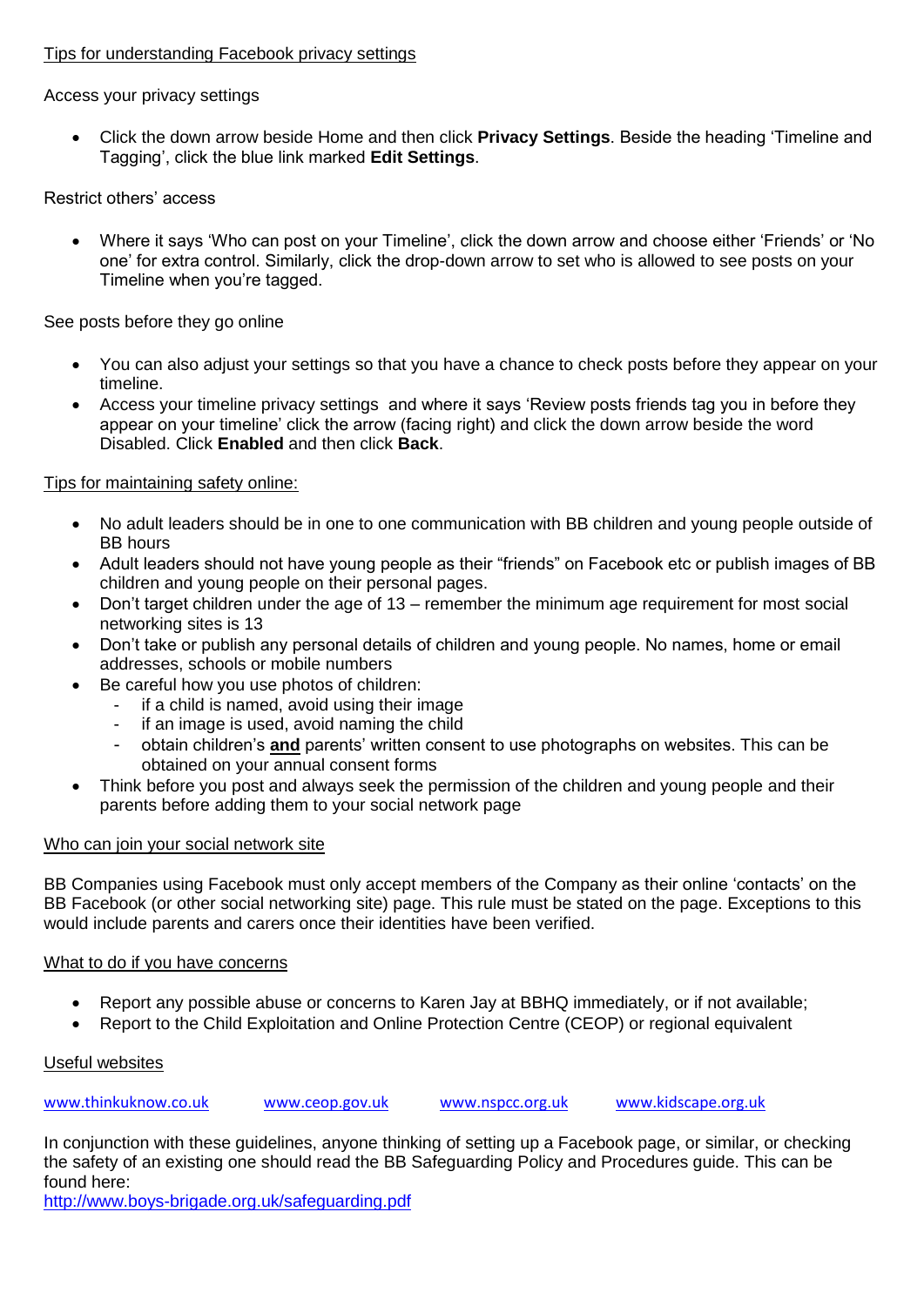## Tips for understanding Facebook privacy settings

Access your privacy settings

- Click the down arrow beside Home and then click **Privacy Settings**. Beside the heading 'Timeline and Tagging', click the blue link marked **Edit Settings**.

Restrict others' access

- Where it says 'Who can post on your Timeline', click the down arrow and choose either 'Friends' or 'No one' for extra control. Similarly, click the drop-down arrow to set who is allowed to see posts on your Timeline when you're tagged.

See posts before they go online

- You can also adjust your settings so that you have a chance to check posts before they appear on your timeline.
- Access your timeline privacy settings and where it says 'Review posts friends tag you in before they appear on your timeline' click the arrow (facing right) and click the down arrow beside the word Disabled. Click **Enabled** and then click **Back**.

## Tips for maintaining safety online:

- No adult leaders should be in one to one communication with BB children and young people outside of BB hours
- Adult leaders should not have young people as their "friends" on Facebook etc or publish images of BB children and young people on their personal pages.
- Don't target children under the age of 13 – remember the minimum age requirement for most social networking sites is 13
- Don't take or publish any personal details of children and young people. No names, home or email addresses, schools or mobile numbers
- Be careful how you use photos of children:
  - if a child is named, avoid using their image
  - if an image is used, avoid naming the child
  - obtain children's **and** parents' written consent to use photographs on websites. This can be obtained on your annual consent forms
- Think before you post and always seek the permission of the children and young people and their parents before adding them to your social network page

## Who can join your social network site

BB Companies using Facebook must only accept members of the Company as their online 'contacts' on the BB Facebook (or other social networking site) page. This rule must be stated on the page. Exceptions to this would include parents and carers once their identities have been verified.

## What to do if you have concerns

- Report any possible abuse or concerns to Karen Jay at BBHQ immediately, or if not available;
- Report to the Child Exploitation and Online Protection Centre (CEOP) or regional equivalent

## Useful websites

www.thinkuknow.co.uk www.ceop.gov.uk www.nspcc.org.uk www.kidscape.org.uk

In conjunction with these guidelines, anyone thinking of setting up a Facebook page, or similar, or checking the safety of an existing one should read the BB Safeguarding Policy and Procedures guide. This can be found here:
http://www.boys-brigade.org.uk/safeguarding.pdf